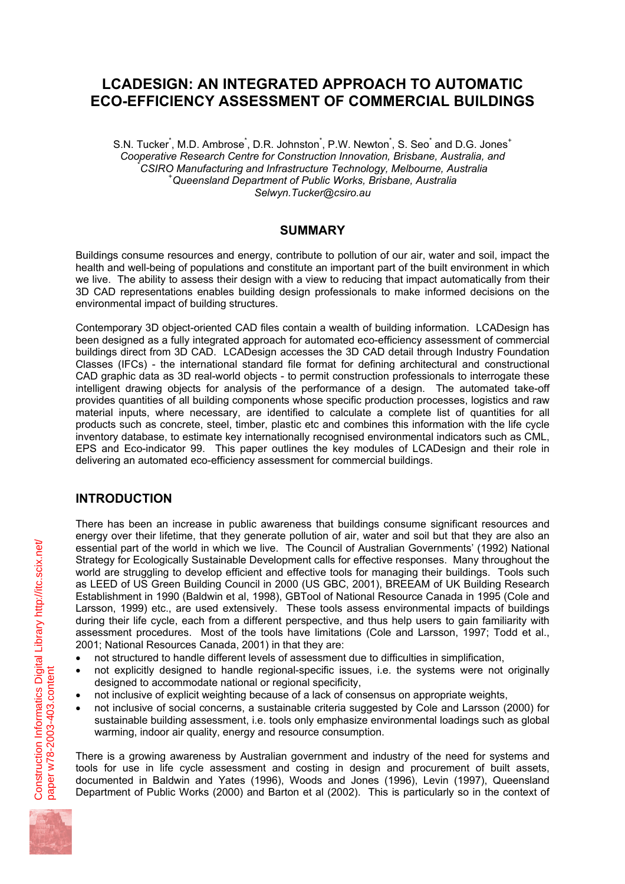# LCADESIGN: AN INTEGRATED APPROACH TO AUTOMATIC ECO-EFFICIENCY ASSESSMENT OF COMMERCIAL BUILDINGS

S.N. Tucker[*], M.D. Ambrose[*], D.R. Johnston[*], P.W. Newton[*], S. Seo[*] and D.G. Jones[+]

*Cooperative Research Centre for Construction Innovation, Brisbane, Australia, and*
*[*]CSIRO Manufacturing and Infrastructure Technology, Melbourne, Australia*
*[+]Queensland Department of Public Works, Brisbane, Australia*
*Selwyn.Tucker@csiro.au*

## SUMMARY

Buildings consume resources and energy, contribute to pollution of our air, water and soil, impact the health and well-being of populations and constitute an important part of the built environment in which we live. The ability to assess their design with a view to reducing that impact automatically from their 3D CAD representations enables building design professionals to make informed decisions on the environmental impact of building structures.

Contemporary 3D object-oriented CAD files contain a wealth of building information. LCADesign has been designed as a fully integrated approach for automated eco-efficiency assessment of commercial buildings direct from 3D CAD. LCADesign accesses the 3D CAD detail through Industry Foundation Classes (IFCs) - the international standard file format for defining architectural and constructional CAD graphic data as 3D real-world objects - to permit construction professionals to interrogate these intelligent drawing objects for analysis of the performance of a design. The automated take-off provides quantities of all building components whose specific production processes, logistics and raw material inputs, where necessary, are identified to calculate a complete list of quantities for all products such as concrete, steel, timber, plastic etc and combines this information with the life cycle inventory database, to estimate key internationally recognised environmental indicators such as CML, EPS and Eco-indicator 99. This paper outlines the key modules of LCADesign and their role in delivering an automated eco-efficiency assessment for commercial buildings.

## INTRODUCTION

There has been an increase in public awareness that buildings consume significant resources and energy over their lifetime, that they generate pollution of air, water and soil but that they are also an essential part of the world in which we live. The Council of Australian Governments' (1992) National Strategy for Ecologically Sustainable Development calls for effective responses. Many throughout the world are struggling to develop efficient and effective tools for managing their buildings. Tools such as LEED of US Green Building Council in 2000 (US GBC, 2001), BREEAM of UK Building Research Establishment in 1990 (Baldwin et al, 1998), GBTool of National Resource Canada in 1995 (Cole and Larsson, 1999) etc., are used extensively. These tools assess environmental impacts of buildings during their life cycle, each from a different perspective, and thus help users to gain familiarity with assessment procedures. Most of the tools have limitations (Cole and Larsson, 1997; Todd et al., 2001; National Resources Canada, 2001) in that they are:

- not structured to handle different levels of assessment due to difficulties in simplification,
- not explicitly designed to handle regional-specific issues, i.e. the systems were not originally designed to accommodate national or regional specificity,
- not inclusive of explicit weighting because of a lack of consensus on appropriate weights,
- not inclusive of social concerns, a sustainable criteria suggested by Cole and Larsson (2000) for sustainable building assessment, i.e. tools only emphasize environmental loadings such as global warming, indoor air quality, energy and resource consumption.

There is a growing awareness by Australian government and industry of the need for systems and tools for use in life cycle assessment and costing in design and procurement of built assets, documented in Baldwin and Yates (1996), Woods and Jones (1996), Levin (1997), Queensland Department of Public Works (2000) and Barton et al (2002). This is particularly so in the context of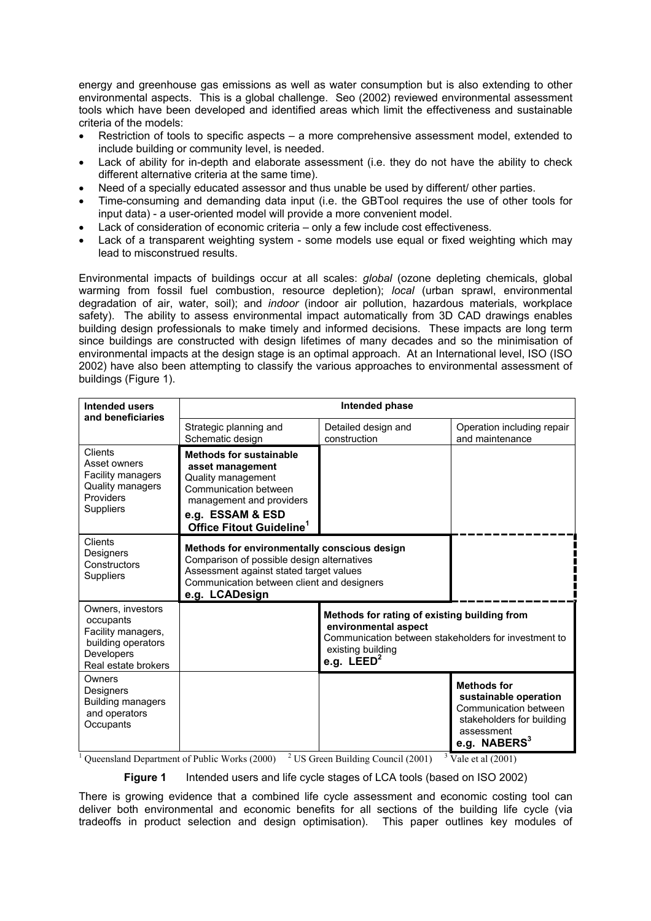energy and greenhouse gas emissions as well as water consumption but is also extending to other environmental aspects. This is a global challenge. Seo (2002) reviewed environmental assessment tools which have been developed and identified areas which limit the effectiveness and sustainable criteria of the models:

- Restriction of tools to specific aspects – a more comprehensive assessment model, extended to include building or community level, is needed.
- Lack of ability for in-depth and elaborate assessment (i.e. they do not have the ability to check different alternative criteria at the same time).
- Need of a specially educated assessor and thus unable be used by different/ other parties.
- Time-consuming and demanding data input (i.e. the GBTool requires the use of other tools for input data) - a user-oriented model will provide a more convenient model.
- Lack of consideration of economic criteria – only a few include cost effectiveness.
- Lack of a transparent weighting system - some models use equal or fixed weighting which may lead to misconstrued results.

Environmental impacts of buildings occur at all scales: *global* (ozone depleting chemicals, global warming from fossil fuel combustion, resource depletion); *local* (urban sprawl, environmental degradation of air, water, soil); and *indoor* (indoor air pollution, hazardous materials, workplace safety). The ability to assess environmental impact automatically from 3D CAD drawings enables building design professionals to make timely and informed decisions. These impacts are long term since buildings are constructed with design lifetimes of many decades and so the minimisation of environmental impacts at the design stage is an optimal approach. At an International level, ISO (ISO 2002) have also been attempting to classify the various approaches to environmental assessment of buildings (Figure 1).

| Intended users and beneficiaries | Intended phase | | |
|---|---|---|---|
| | Strategic planning and Schematic design | Detailed design and construction | Operation including repair and maintenance |
| Clients<br>Asset owners<br>Facility managers<br>Quality managers<br>Providers<br>Suppliers | **Methods for sustainable asset management**<br>Quality management<br>Communication between management and providers<br>**e.g. ESSAM & ESD Office Fitout Guideline**[1] | | |
| Clients<br>Designers<br>Constructors<br>Suppliers | **Methods for environmentally conscious design**<br>Comparison of possible design alternatives<br>Assessment against stated target values<br>Communication between client and designers<br>**e.g. LCADesign** | | |
| Owners, investors occupants<br>Facility managers, building operators<br>Developers<br>Real estate brokers | | **Methods for rating of existing building from environmental aspect**<br>Communication between stakeholders for investment to existing building<br>**e.g. LEED**[2] | |
| Owners<br>Designers<br>Building managers and operators<br>Occupants | | | **Methods for sustainable operation**<br>Communication between stakeholders for building assessment<br>**e.g. NABERS**[3] |

[1] Queensland Department of Public Works (2000) [2] US Green Building Council (2001) [3] Vale et al (2001)

**Figure 1** Intended users and life cycle stages of LCA tools (based on ISO 2002)

There is growing evidence that a combined life cycle assessment and economic costing tool can deliver both environmental and economic benefits for all sections of the building life cycle (via tradeoffs in product selection and design optimisation). This paper outlines key modules of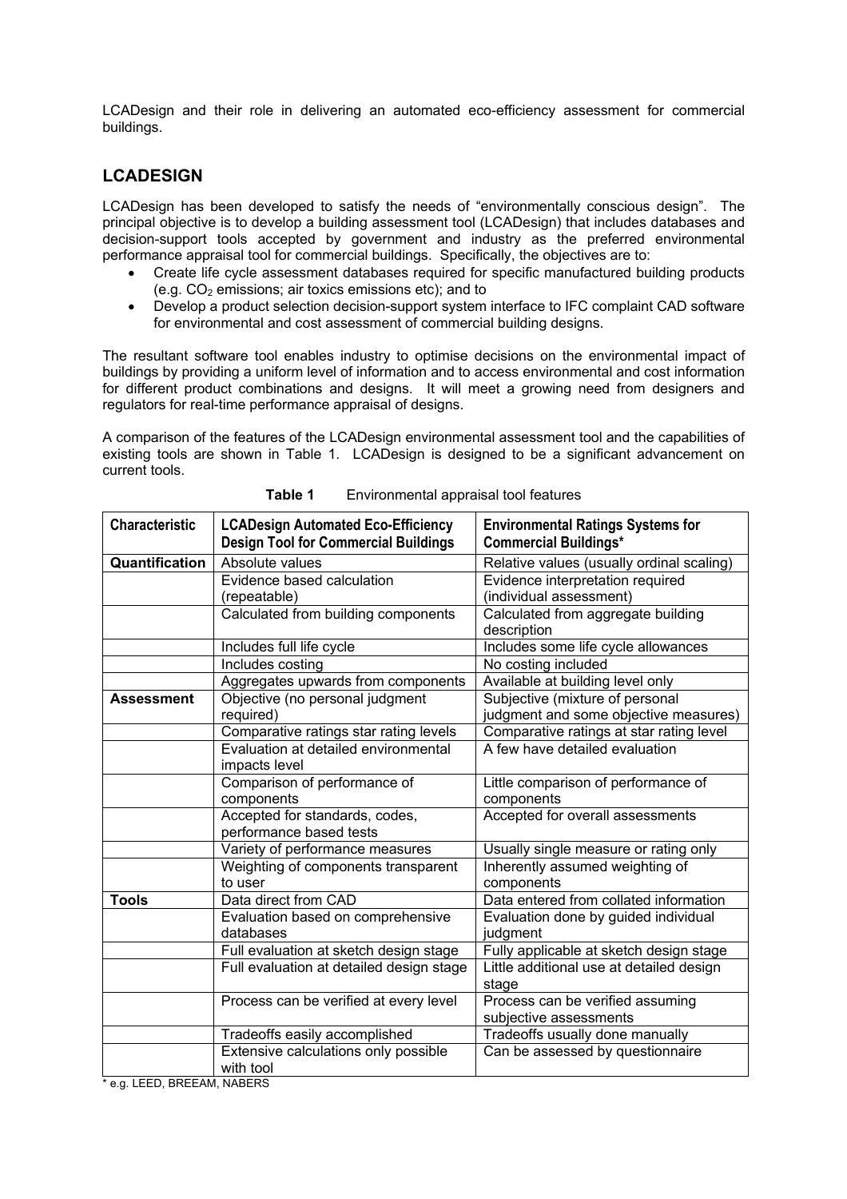LCADesign and their role in delivering an automated eco-efficiency assessment for commercial buildings.

## LCADESIGN

LCADesign has been developed to satisfy the needs of "environmentally conscious design". The principal objective is to develop a building assessment tool (LCADesign) that includes databases and decision-support tools accepted by government and industry as the preferred environmental performance appraisal tool for commercial buildings. Specifically, the objectives are to:

- Create life cycle assessment databases required for specific manufactured building products (e.g. $CO_2$ emissions; air toxics emissions etc); and to
- Develop a product selection decision-support system interface to IFC complaint CAD software for environmental and cost assessment of commercial building designs.

The resultant software tool enables industry to optimise decisions on the environmental impact of buildings by providing a uniform level of information and to access environmental and cost information for different product combinations and designs. It will meet a growing need from designers and regulators for real-time performance appraisal of designs.

A comparison of the features of the LCADesign environmental assessment tool and the capabilities of existing tools are shown in Table 1. LCADesign is designed to be a significant advancement on current tools.

**Table 1** Environmental appraisal tool features

| Characteristic | LCADesign Automated Eco-Efficiency Design Tool for Commercial Buildings | Environmental Ratings Systems for Commercial Buildings* |
|---|---|---|
| **Quantification** | Absolute values | Relative values (usually ordinal scaling) |
| | Evidence based calculation (repeatable) | Evidence interpretation required (individual assessment) |
| | Calculated from building components | Calculated from aggregate building description |
| | Includes full life cycle | Includes some life cycle allowances |
| | Includes costing | No costing included |
| | Aggregates upwards from components | Available at building level only |
| **Assessment** | Objective (no personal judgment required) | Subjective (mixture of personal judgment and some objective measures) |
| | Comparative ratings star rating levels | Comparative ratings at star rating level |
| | Evaluation at detailed environmental impacts level | A few have detailed evaluation |
| | Comparison of performance of components | Little comparison of performance of components |
| | Accepted for standards, codes, performance based tests | Accepted for overall assessments |
| | Variety of performance measures | Usually single measure or rating only |
| | Weighting of components transparent to user | Inherently assumed weighting of components |
| **Tools** | Data direct from CAD | Data entered from collated information |
| | Evaluation based on comprehensive databases | Evaluation done by guided individual judgment |
| | Full evaluation at sketch design stage | Fully applicable at sketch design stage |
| | Full evaluation at detailed design stage | Little additional use at detailed design stage |
| | Process can be verified at every level | Process can be verified assuming subjective assessments |
| | Tradeoffs easily accomplished | Tradeoffs usually done manually |
| | Extensive calculations only possible with tool | Can be assessed by questionnaire |

* e.g. LEED, BREEAM, NABERS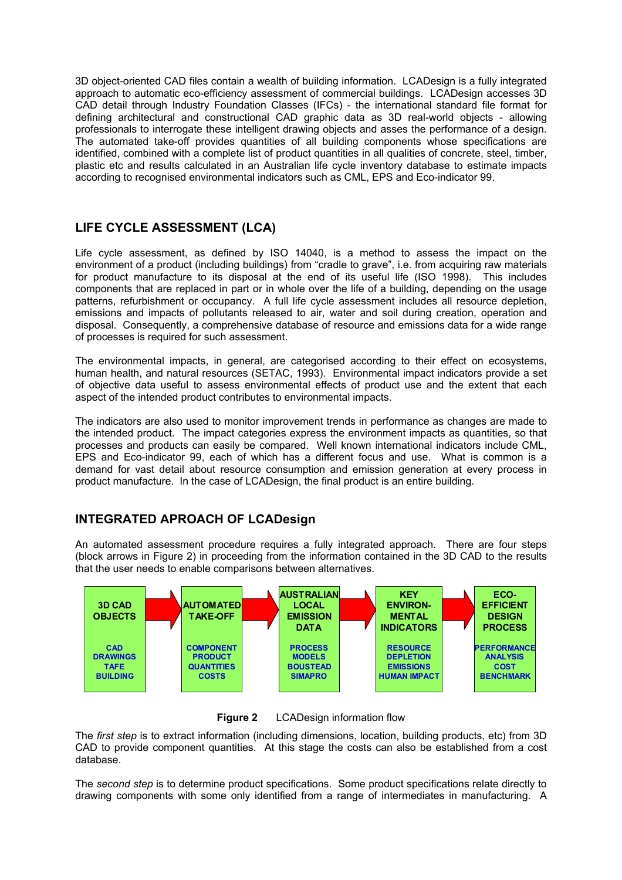3D object-oriented CAD files contain a wealth of building information. LCADesign is a fully integrated approach to automatic eco-efficiency assessment of commercial buildings. LCADesign accesses 3D CAD detail through Industry Foundation Classes (IFCs) - the international standard file format for defining architectural and constructional CAD graphic data as 3D real-world objects - allowing professionals to interrogate these intelligent drawing objects and asses the performance of a design. The automated take-off provides quantities of all building components whose specifications are identified, combined with a complete list of product quantities in all qualities of concrete, steel, timber, plastic etc and results calculated in an Australian life cycle inventory database to estimate impacts according to recognised environmental indicators such as CML, EPS and Eco-indicator 99.

## LIFE CYCLE ASSESSMENT (LCA)

Life cycle assessment, as defined by ISO 14040, is a method to assess the impact on the environment of a product (including buildings) from "cradle to grave", i.e. from acquiring raw materials for product manufacture to its disposal at the end of its useful life (ISO 1998). This includes components that are replaced in part or in whole over the life of a building, depending on the usage patterns, refurbishment or occupancy. A full life cycle assessment includes all resource depletion, emissions and impacts of pollutants released to air, water and soil during creation, operation and disposal. Consequently, a comprehensive database of resource and emissions data for a wide range of processes is required for such assessment.

The environmental impacts, in general, are categorised according to their effect on ecosystems, human health, and natural resources (SETAC, 1993). Environmental impact indicators provide a set of objective data useful to assess environmental effects of product use and the extent that each aspect of the intended product contributes to environmental impacts.

The indicators are also used to monitor improvement trends in performance as changes are made to the intended product. The impact categories express the environment impacts as quantities, so that processes and products can easily be compared. Well known international indicators include CML, EPS and Eco-indicator 99, each of which has a different focus and use. What is common is a demand for vast detail about resource consumption and emission generation at every process in product manufacture. In the case of LCADesign, the final product is an entire building.

## INTEGRATED APROACH OF LCADesign

An automated assessment procedure requires a fully integrated approach. There are four steps (block arrows in Figure 2) in proceeding from the information contained in the 3D CAD to the results that the user needs to enable comparisons between alternatives.

| 3D CAD OBJECTS | → | AUTOMATED TAKE-OFF | → | AUSTRALIAN LOCAL EMISSION DATA | → | KEY ENVIRON-MENTAL INDICATORS | → | ECO-EFFICIENT DESIGN PROCESS |
|---|---|---|---|---|---|---|---|---|
| CAD DRAWINGS TAFE BUILDING | | COMPONENT PRODUCT QUANTITIES COSTS | | PROCESS MODELS BOUSTEAD SIMAPRO | | RESOURCE DEPLETION EMISSIONS HUMAN IMPACT | | PERFORMANCE ANALYSIS COST BENCHMARK |

**Figure 2** LCADesign information flow

The *first step* is to extract information (including dimensions, location, building products, etc) from 3D CAD to provide component quantities. At this stage the costs can also be established from a cost database.

The *second step* is to determine product specifications. Some product specifications relate directly to drawing components with some only identified from a range of intermediates in manufacturing. A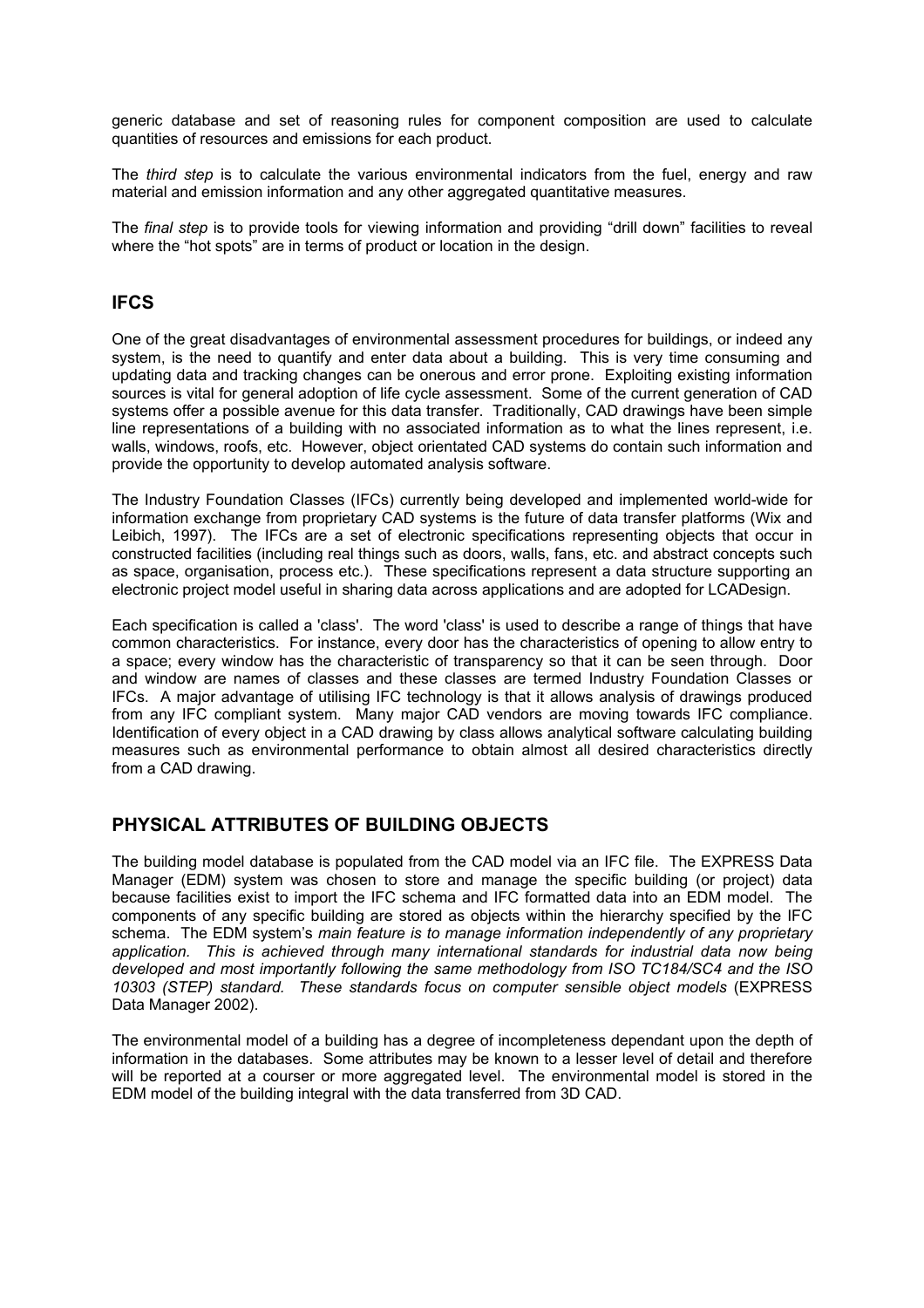generic database and set of reasoning rules for component composition are used to calculate quantities of resources and emissions for each product.

The *third step* is to calculate the various environmental indicators from the fuel, energy and raw material and emission information and any other aggregated quantitative measures.

The *final step* is to provide tools for viewing information and providing "drill down" facilities to reveal where the "hot spots" are in terms of product or location in the design.

## IFCS

One of the great disadvantages of environmental assessment procedures for buildings, or indeed any system, is the need to quantify and enter data about a building. This is very time consuming and updating data and tracking changes can be onerous and error prone. Exploiting existing information sources is vital for general adoption of life cycle assessment. Some of the current generation of CAD systems offer a possible avenue for this data transfer. Traditionally, CAD drawings have been simple line representations of a building with no associated information as to what the lines represent, i.e. walls, windows, roofs, etc. However, object orientated CAD systems do contain such information and provide the opportunity to develop automated analysis software.

The Industry Foundation Classes (IFCs) currently being developed and implemented world-wide for information exchange from proprietary CAD systems is the future of data transfer platforms (Wix and Leibich, 1997). The IFCs are a set of electronic specifications representing objects that occur in constructed facilities (including real things such as doors, walls, fans, etc. and abstract concepts such as space, organisation, process etc.). These specifications represent a data structure supporting an electronic project model useful in sharing data across applications and are adopted for LCADesign.

Each specification is called a 'class'. The word 'class' is used to describe a range of things that have common characteristics. For instance, every door has the characteristics of opening to allow entry to a space; every window has the characteristic of transparency so that it can be seen through. Door and window are names of classes and these classes are termed Industry Foundation Classes or IFCs. A major advantage of utilising IFC technology is that it allows analysis of drawings produced from any IFC compliant system. Many major CAD vendors are moving towards IFC compliance. Identification of every object in a CAD drawing by class allows analytical software calculating building measures such as environmental performance to obtain almost all desired characteristics directly from a CAD drawing.

## PHYSICAL ATTRIBUTES OF BUILDING OBJECTS

The building model database is populated from the CAD model via an IFC file. The EXPRESS Data Manager (EDM) system was chosen to store and manage the specific building (or project) data because facilities exist to import the IFC schema and IFC formatted data into an EDM model. The components of any specific building are stored as objects within the hierarchy specified by the IFC schema. The EDM system's *main feature is to manage information independently of any proprietary application. This is achieved through many international standards for industrial data now being developed and most importantly following the same methodology from ISO TC184/SC4 and the ISO 10303 (STEP) standard. These standards focus on computer sensible object models* (EXPRESS Data Manager 2002).

The environmental model of a building has a degree of incompleteness dependant upon the depth of information in the databases. Some attributes may be known to a lesser level of detail and therefore will be reported at a courser or more aggregated level. The environmental model is stored in the EDM model of the building integral with the data transferred from 3D CAD.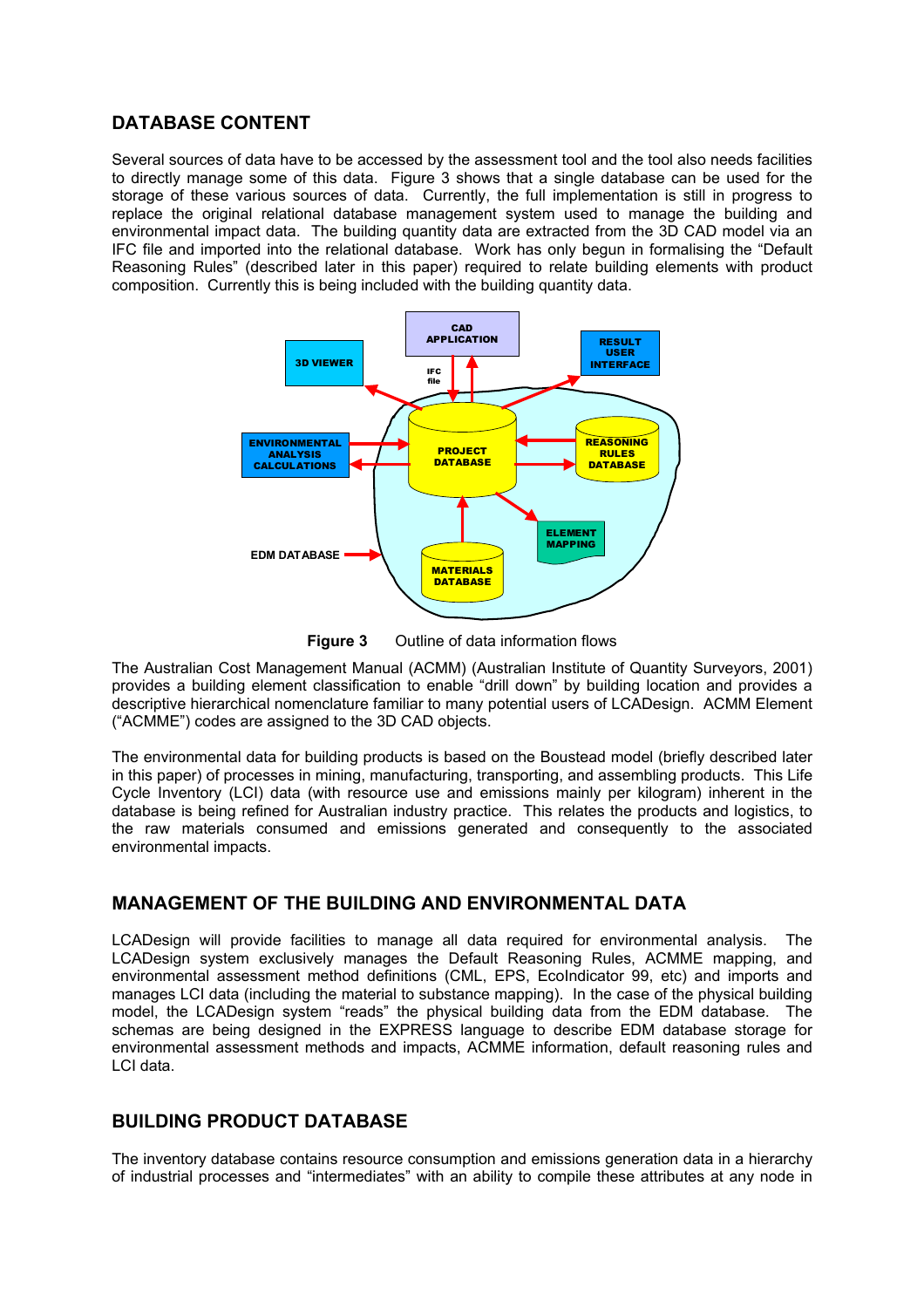## DATABASE CONTENT

Several sources of data have to be accessed by the assessment tool and the tool also needs facilities to directly manage some of this data. Figure 3 shows that a single database can be used for the storage of these various sources of data. Currently, the full implementation is still in progress to replace the original relational database management system used to manage the building and environmental impact data. The building quantity data are extracted from the 3D CAD model via an IFC file and imported into the relational database. Work has only begun in formalising the "Default Reasoning Rules" (described later in this paper) required to relate building elements with product composition. Currently this is being included with the building quantity data.

**Figure 3** Outline of data information flows

The Australian Cost Management Manual (ACMM) (Australian Institute of Quantity Surveyors, 2001) provides a building element classification to enable "drill down" by building location and provides a descriptive hierarchical nomenclature familiar to many potential users of LCADesign. ACMM Element ("ACMME") codes are assigned to the 3D CAD objects.

The environmental data for building products is based on the Boustead model (briefly described later in this paper) of processes in mining, manufacturing, transporting, and assembling products. This Life Cycle Inventory (LCI) data (with resource use and emissions mainly per kilogram) inherent in the database is being refined for Australian industry practice. This relates the products and logistics, to the raw materials consumed and emissions generated and consequently to the associated environmental impacts.

## MANAGEMENT OF THE BUILDING AND ENVIRONMENTAL DATA

LCADesign will provide facilities to manage all data required for environmental analysis. The LCADesign system exclusively manages the Default Reasoning Rules, ACMME mapping, and environmental assessment method definitions (CML, EPS, EcoIndicator 99, etc) and imports and manages LCI data (including the material to substance mapping). In the case of the physical building model, the LCADesign system "reads" the physical building data from the EDM database. The schemas are being designed in the EXPRESS language to describe EDM database storage for environmental assessment methods and impacts, ACMME information, default reasoning rules and LCI data.

## BUILDING PRODUCT DATABASE

The inventory database contains resource consumption and emissions generation data in a hierarchy of industrial processes and "intermediates" with an ability to compile these attributes at any node in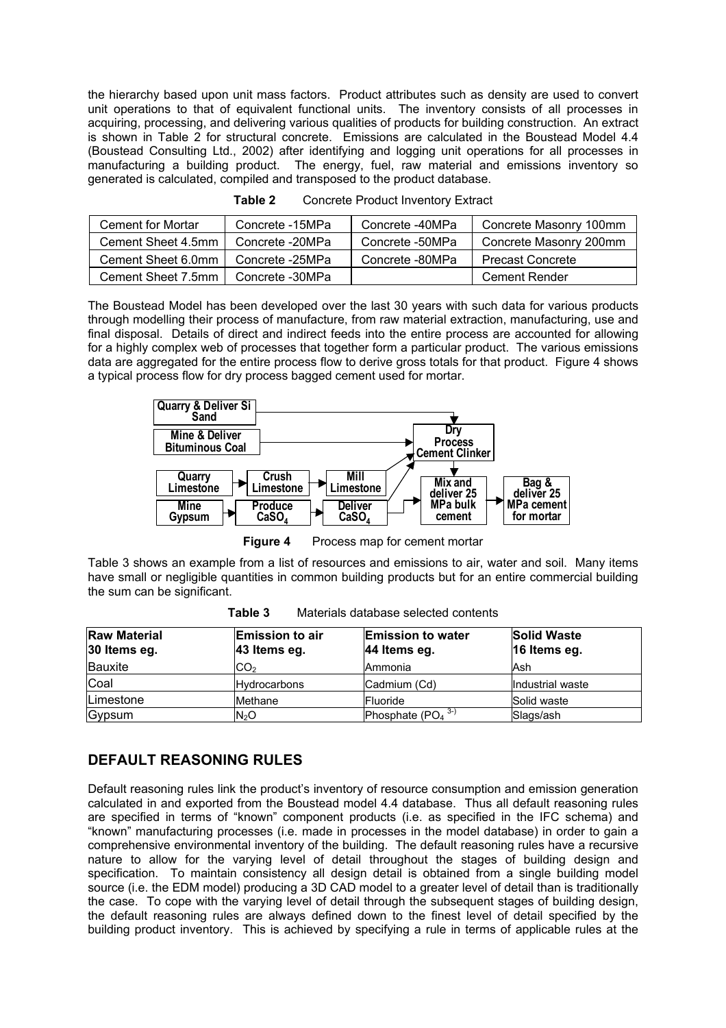the hierarchy based upon unit mass factors. Product attributes such as density are used to convert unit operations to that of equivalent functional units. The inventory consists of all processes in acquiring, processing, and delivering various qualities of products for building construction. An extract is shown in Table 2 for structural concrete. Emissions are calculated in the Boustead Model 4.4 (Boustead Consulting Ltd., 2002) after identifying and logging unit operations for all processes in manufacturing a building product. The energy, fuel, raw material and emissions inventory so generated is calculated, compiled and transposed to the product database.

**Table 2** Concrete Product Inventory Extract

| Cement for Mortar | Concrete -15MPa | Concrete -40MPa | Concrete Masonry 100mm |
|---|---|---|---|
| Cement Sheet 4.5mm | Concrete -20MPa | Concrete -50MPa | Concrete Masonry 200mm |
| Cement Sheet 6.0mm | Concrete -25MPa | Concrete -80MPa | Precast Concrete |
| Cement Sheet 7.5mm | Concrete -30MPa | | Cement Render |

The Boustead Model has been developed over the last 30 years with such data for various products through modelling their process of manufacture, from raw material extraction, manufacturing, use and final disposal. Details of direct and indirect feeds into the entire process are accounted for allowing for a highly complex web of processes that together form a particular product. The various emissions data are aggregated for the entire process flow to derive gross totals for that product. Figure 4 shows a typical process flow for dry process bagged cement used for mortar.

Quarry & Deliver Si Sand → Dry Process Cement Clinker
Mine & Deliver Bituminous Coal → Dry Process Cement Clinker
Quarry Limestone → Crush Limestone → Mill Limestone → Dry Process Cement Clinker
Mine Gypsum → Produce $CaSO_4$ → Deliver $CaSO_4$ → Mix and deliver 25 MPa bulk cement
Dry Process Cement Clinker → Mix and deliver 25 MPa bulk cement → Bag & deliver 25 MPa cement for mortar

**Figure 4** Process map for cement mortar

Table 3 shows an example from a list of resources and emissions to air, water and soil. Many items have small or negligible quantities in common building products but for an entire commercial building the sum can be significant.

**Table 3** Materials database selected contents

| **Raw Material 30 Items eg.** | **Emission to air 43 Items eg.** | **Emission to water 44 Items eg.** | **Solid Waste 16 Items eg.** |
|---|---|---|---|
| Bauxite | $CO_2$ | Ammonia | Ash |
| Coal | Hydrocarbons | Cadmium (Cd) | Industrial waste |
| Limestone | Methane | Fluoride | Solid waste |
| Gypsum | $N_2O$ | Phosphate ($PO_4^{3-}$) | Slags/ash |

## DEFAULT REASONING RULES

Default reasoning rules link the product's inventory of resource consumption and emission generation calculated in and exported from the Boustead model 4.4 database. Thus all default reasoning rules are specified in terms of "known" component products (i.e. as specified in the IFC schema) and "known" manufacturing processes (i.e. made in processes in the model database) in order to gain a comprehensive environmental inventory of the building. The default reasoning rules have a recursive nature to allow for the varying level of detail throughout the stages of building design and specification. To maintain consistency all design detail is obtained from a single building model source (i.e. the EDM model) producing a 3D CAD model to a greater level of detail than is traditionally the case. To cope with the varying level of detail through the subsequent stages of building design, the default reasoning rules are always defined down to the finest level of detail specified by the building product inventory. This is achieved by specifying a rule in terms of applicable rules at the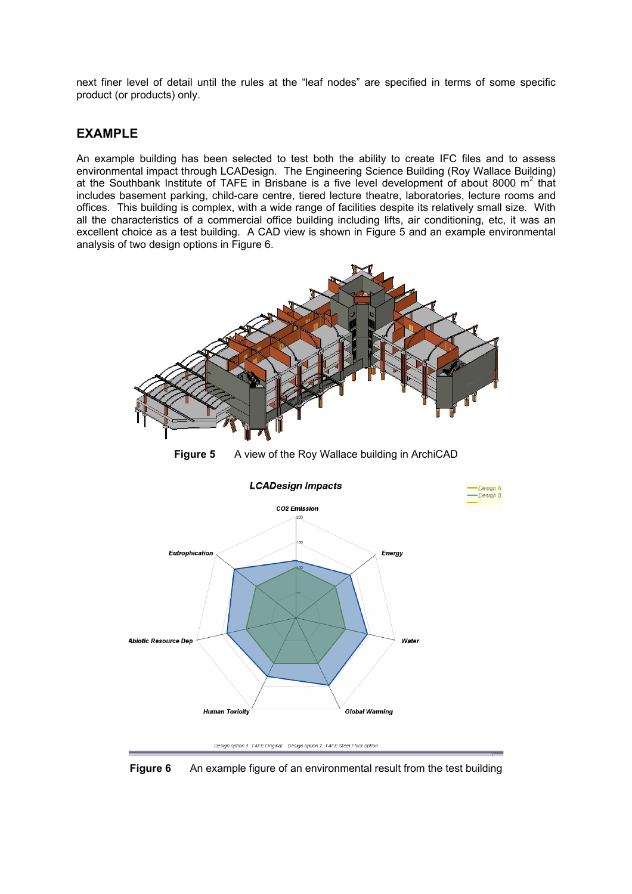next finer level of detail until the rules at the "leaf nodes" are specified in terms of some specific product (or products) only.

## EXAMPLE

An example building has been selected to test both the ability to create IFC files and to assess environmental impact through LCADesign. The Engineering Science Building (Roy Wallace Building) at the Southbank Institute of TAFE in Brisbane is a five level development of about 8000 m$^2$ that includes basement parking, child-care centre, tiered lecture theatre, laboratories, lecture rooms and offices. This building is complex, with a wide range of facilities despite its relatively small size. With all the characteristics of a commercial office building including lifts, air conditioning, etc, it was an excellent choice as a test building. A CAD view is shown in Figure 5 and an example environmental analysis of two design options in Figure 6.

**Figure 5** A view of the Roy Wallace building in ArchiCAD

**Figure 6** An example figure of an environmental result from the test building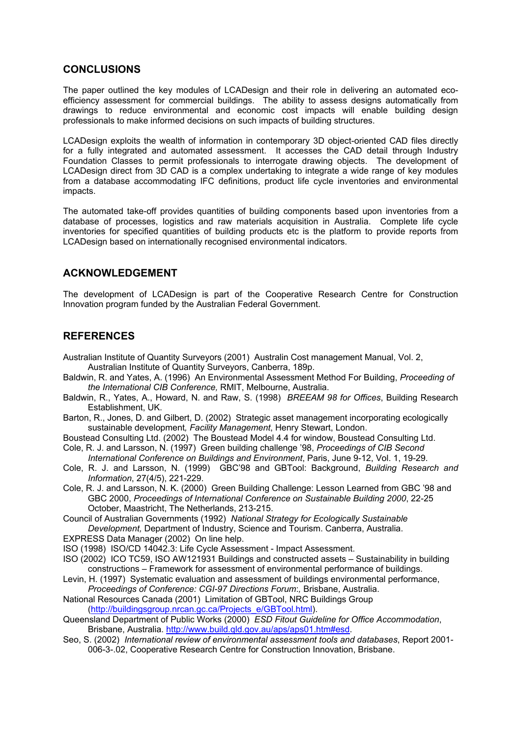## CONCLUSIONS

The paper outlined the key modules of LCADesign and their role in delivering an automated eco-efficiency assessment for commercial buildings. The ability to assess designs automatically from drawings to reduce environmental and economic cost impacts will enable building design professionals to make informed decisions on such impacts of building structures.

LCADesign exploits the wealth of information in contemporary 3D object-oriented CAD files directly for a fully integrated and automated assessment. It accesses the CAD detail through Industry Foundation Classes to permit professionals to interrogate drawing objects. The development of LCADesign direct from 3D CAD is a complex undertaking to integrate a wide range of key modules from a database accommodating IFC definitions, product life cycle inventories and environmental impacts.

The automated take-off provides quantities of building components based upon inventories from a database of processes, logistics and raw materials acquisition in Australia. Complete life cycle inventories for specified quantities of building products etc is the platform to provide reports from LCADesign based on internationally recognised environmental indicators.

## ACKNOWLEDGEMENT

The development of LCADesign is part of the Cooperative Research Centre for Construction Innovation program funded by the Australian Federal Government.

## REFERENCES

Australian Institute of Quantity Surveyors (2001) Australin Cost management Manual, Vol. 2, Australian Institute of Quantity Surveyors, Canberra, 189p.

Baldwin, R. and Yates, A. (1996) An Environmental Assessment Method For Building, *Proceeding of the International CIB Conference,* RMIT, Melbourne, Australia.

Baldwin, R., Yates, A., Howard, N. and Raw, S. (1998) *BREEAM 98 for Offices*, Building Research Establishment, UK.

Barton, R., Jones, D. and Gilbert, D. (2002) Strategic asset management incorporating ecologically sustainable development*, Facility Management*, Henry Stewart, London.

Boustead Consulting Ltd. (2002) The Boustead Model 4.4 for window, Boustead Consulting Ltd.

Cole, R. J. and Larsson, N. (1997) Green building challenge '98, *Proceedings of CIB Second International Conference on Buildings and Environment*, Paris, June 9-12, Vol. 1, 19-29.

Cole, R. J. and Larsson, N. (1999) GBC'98 and GBTool: Background, *Building Research and Information*, 27(4/5), 221-229.

Cole, R. J. and Larsson, N. K. (2000) Green Building Challenge: Lesson Learned from GBC '98 and GBC 2000, *Proceedings of International Conference on Sustainable Building 2000*, 22-25 October, Maastricht, The Netherlands, 213-215.

Council of Australian Governments (1992) *National Strategy for Ecologically Sustainable Development,* Department of Industry, Science and Tourism. Canberra, Australia.

EXPRESS Data Manager (2002) On line help.

ISO (1998) ISO/CD 14042.3: Life Cycle Assessment - Impact Assessment.

ISO (2002) ICO TC59, ISO AW121931 Buildings and constructed assets – Sustainability in building constructions – Framework for assessment of environmental performance of buildings.

Levin, H. (1997) Systematic evaluation and assessment of buildings environmental performance, *Proceedings of Conference: CGI-97 Directions Forum:,* Brisbane, Australia.

National Resources Canada (2001) Limitation of GBTool, NRC Buildings Group (http://buildingsgroup.nrcan.gc.ca/Projects_e/GBTool.html).

Queensland Department of Public Works (2000) *ESD Fitout Guideline for Office Accommodation*, Brisbane, Australia. http://www.build.qld.gov.au/aps/aps01.htm#esd.

Seo, S. (2002) *International review of environmental assessment tools and databases*, Report 2001-006-3-.02, Cooperative Research Centre for Construction Innovation, Brisbane.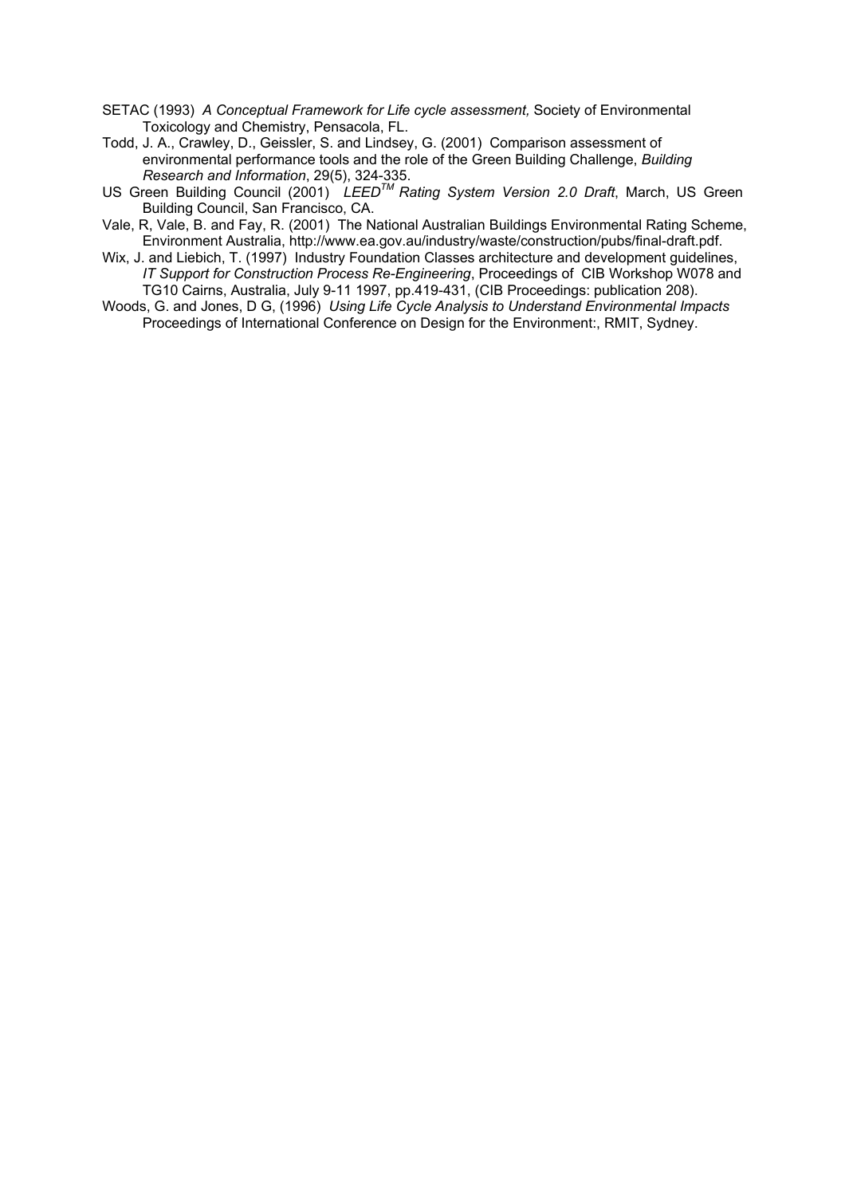SETAC (1993) *A Conceptual Framework for Life cycle assessment,* Society of Environmental Toxicology and Chemistry, Pensacola, FL.

Todd, J. A., Crawley, D., Geissler, S. and Lindsey, G. (2001) Comparison assessment of environmental performance tools and the role of the Green Building Challenge, *Building Research and Information*, 29(5), 324-335.

US Green Building Council (2001) *LEED[TM] Rating System Version 2.0 Draft*, March, US Green Building Council, San Francisco, CA.

Vale, R, Vale, B. and Fay, R. (2001) The National Australian Buildings Environmental Rating Scheme, Environment Australia, http://www.ea.gov.au/industry/waste/construction/pubs/final-draft.pdf.

Wix, J. and Liebich, T. (1997) Industry Foundation Classes architecture and development guidelines, *IT Support for Construction Process Re-Engineering*, Proceedings of CIB Workshop W078 and TG10 Cairns, Australia, July 9-11 1997, pp.419-431, (CIB Proceedings: publication 208).

Woods, G. and Jones, D G, (1996) *Using Life Cycle Analysis to Understand Environmental Impacts* Proceedings of International Conference on Design for the Environment:, RMIT, Sydney.